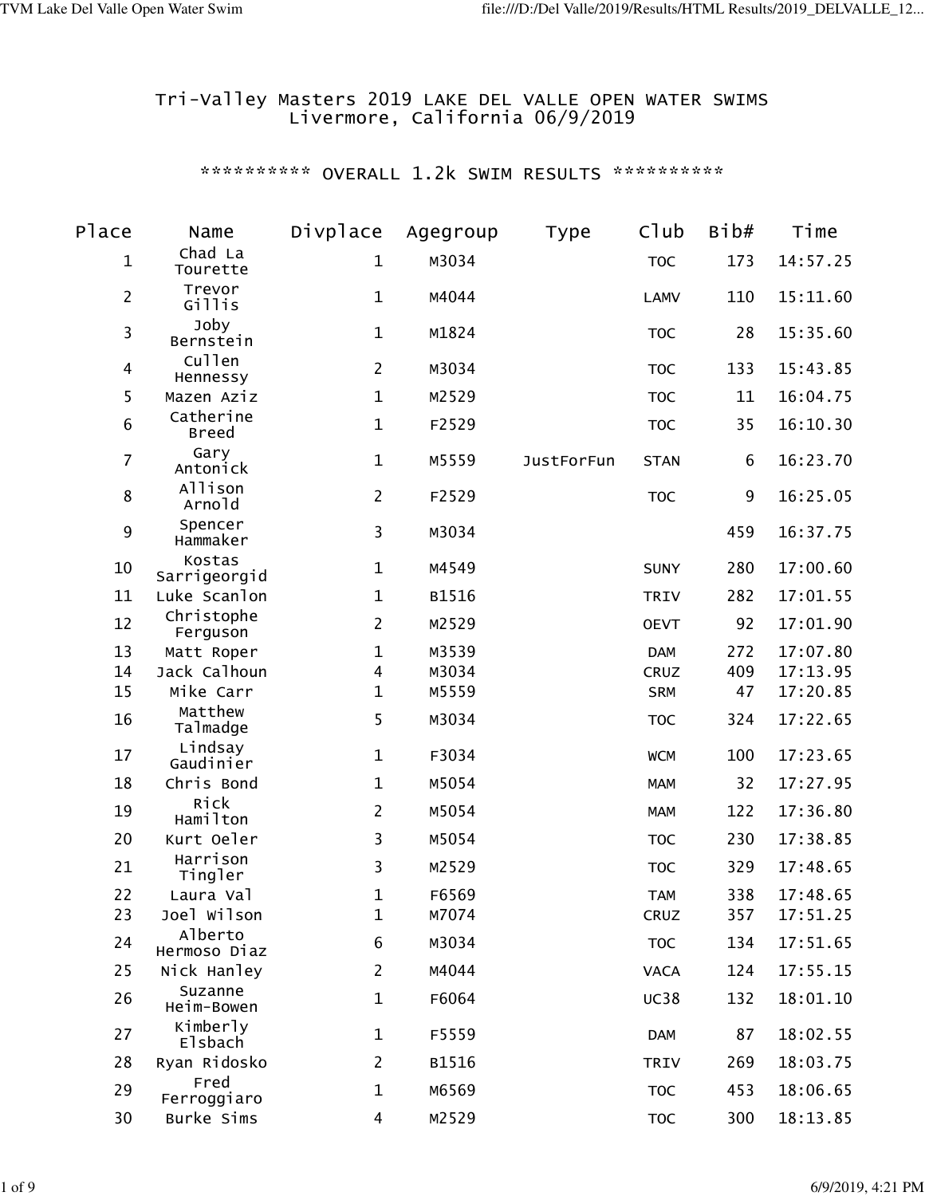# Tri-Valley Masters 2019 LAKE DEL VALLE OPEN WATER SWIMS
Livermore, California 06/9/2019

## ********** OVERALL 1.2k SWIM RESULTS **********

| Place | Name | Divplace | Agegroup | Type | Club | Bib# | Time |
|---|---|---|---|---|---|---|---|
| 1 | Chad La Tourette | 1 | M3034 | | TOC | 173 | 14:57.25 |
| 2 | Trevor Gillis | 1 | M4044 | | LAMV | 110 | 15:11.60 |
| 3 | Joby Bernstein | 1 | M1824 | | TOC | 28 | 15:35.60 |
| 4 | Cullen Hennessy | 2 | M3034 | | TOC | 133 | 15:43.85 |
| 5 | Mazen Aziz | 1 | M2529 | | TOC | 11 | 16:04.75 |
| 6 | Catherine Breed | 1 | F2529 | | TOC | 35 | 16:10.30 |
| 7 | Gary Antonick | 1 | M5559 | JustForFun | STAN | 6 | 16:23.70 |
| 8 | Allison Arnold | 2 | F2529 | | TOC | 9 | 16:25.05 |
| 9 | Spencer Hammaker | 3 | M3034 | | | 459 | 16:37.75 |
| 10 | Kostas Sarrigeorgid | 1 | M4549 | | SUNY | 280 | 17:00.60 |
| 11 | Luke Scanlon | 1 | B1516 | | TRIV | 282 | 17:01.55 |
| 12 | Christophe Ferguson | 2 | M2529 | | OEVT | 92 | 17:01.90 |
| 13 | Matt Roper | 1 | M3539 | | DAM | 272 | 17:07.80 |
| 14 | Jack Calhoun | 4 | M3034 | | CRUZ | 409 | 17:13.95 |
| 15 | Mike Carr | 1 | M5559 | | SRM | 47 | 17:20.85 |
| 16 | Matthew Talmadge | 5 | M3034 | | TOC | 324 | 17:22.65 |
| 17 | Lindsay Gaudinier | 1 | F3034 | | WCM | 100 | 17:23.65 |
| 18 | Chris Bond | 1 | M5054 | | MAM | 32 | 17:27.95 |
| 19 | Rick Hamilton | 2 | M5054 | | MAM | 122 | 17:36.80 |
| 20 | Kurt Oeler | 3 | M5054 | | TOC | 230 | 17:38.85 |
| 21 | Harrison Tingler | 3 | M2529 | | TOC | 329 | 17:48.65 |
| 22 | Laura Val | 1 | F6569 | | TAM | 338 | 17:48.65 |
| 23 | Joel Wilson | 1 | M7074 | | CRUZ | 357 | 17:51.25 |
| 24 | Alberto Hermoso Diaz | 6 | M3034 | | TOC | 134 | 17:51.65 |
| 25 | Nick Hanley | 2 | M4044 | | VACA | 124 | 17:55.15 |
| 26 | Suzanne Heim-Bowen | 1 | F6064 | | UC38 | 132 | 18:01.10 |
| 27 | Kimberly Elsbach | 1 | F5559 | | DAM | 87 | 18:02.55 |
| 28 | Ryan Ridosko | 2 | B1516 | | TRIV | 269 | 18:03.75 |
| 29 | Fred Ferroggiaro | 1 | M6569 | | TOC | 453 | 18:06.65 |
| 30 | Burke Sims | 4 | M2529 | | TOC | 300 | 18:13.85 |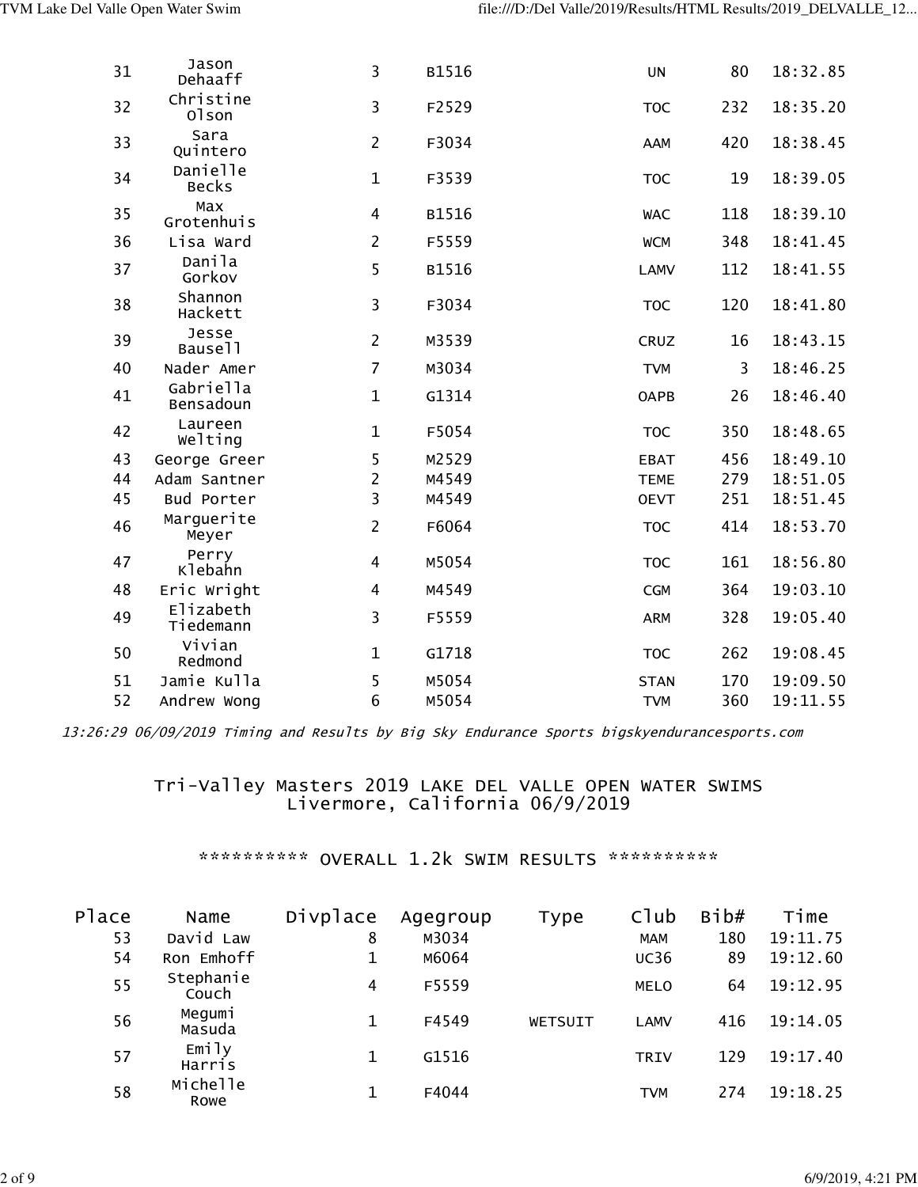| Place | Name | Divplace | Agegroup | Type | Club | Bib# | Time |
|---|---|---|---|---|---|---|---|
| 31 | Jason Dehaaff | 3 | B1516 | | UN | 80 | 18:32.85 |
| 32 | Christine Olson | 3 | F2529 | | TOC | 232 | 18:35.20 |
| 33 | Sara Quintero | 2 | F3034 | | AAM | 420 | 18:38.45 |
| 34 | Danielle Becks | 1 | F3539 | | TOC | 19 | 18:39.05 |
| 35 | Max Grotenhuis | 4 | B1516 | | WAC | 118 | 18:39.10 |
| 36 | Lisa Ward | 2 | F5559 | | WCM | 348 | 18:41.45 |
| 37 | Danila Gorkov | 5 | B1516 | | LAMV | 112 | 18:41.55 |
| 38 | Shannon Hackett | 3 | F3034 | | TOC | 120 | 18:41.80 |
| 39 | Jesse Bausell | 2 | M3539 | | CRUZ | 16 | 18:43.15 |
| 40 | Nader Amer | 7 | M3034 | | TVM | 3 | 18:46.25 |
| 41 | Gabriella Bensadoun | 1 | G1314 | | OAPB | 26 | 18:46.40 |
| 42 | Laureen Welting | 1 | F5054 | | TOC | 350 | 18:48.65 |
| 43 | George Greer | 5 | M2529 | | EBAT | 456 | 18:49.10 |
| 44 | Adam Santner | 2 | M4549 | | TEME | 279 | 18:51.05 |
| 45 | Bud Porter | 3 | M4549 | | OEVT | 251 | 18:51.45 |
| 46 | Marguerite Meyer | 2 | F6064 | | TOC | 414 | 18:53.70 |
| 47 | Perry Klebahn | 4 | M5054 | | TOC | 161 | 18:56.80 |
| 48 | Eric Wright | 4 | M4549 | | CGM | 364 | 19:03.10 |
| 49 | Elizabeth Tiedemann | 3 | F5559 | | ARM | 328 | 19:05.40 |
| 50 | Vivian Redmond | 1 | G1718 | | TOC | 262 | 19:08.45 |
| 51 | Jamie Kulla | 5 | M5054 | | STAN | 170 | 19:09.50 |
| 52 | Andrew Wong | 6 | M5054 | | TVM | 360 | 19:11.55 |

*13:26:29 06/09/2019 Timing and Results by Big Sky Endurance Sports bigskyendurancesports.com*

## Tri-Valley Masters 2019 LAKE DEL VALLE OPEN WATER SWIMS
## Livermore, California 06/9/2019

### ********** OVERALL 1.2k SWIM RESULTS **********

| Place | Name | Divplace | Agegroup | Type | Club | Bib# | Time |
|---|---|---|---|---|---|---|---|
| 53 | David Law | 8 | M3034 | | MAM | 180 | 19:11.75 |
| 54 | Ron Emhoff | 1 | M6064 | | UC36 | 89 | 19:12.60 |
| 55 | Stephanie Couch | 4 | F5559 | | MELO | 64 | 19:12.95 |
| 56 | Megumi Masuda | 1 | F4549 | WETSUIT | LAMV | 416 | 19:14.05 |
| 57 | Emily Harris | 1 | G1516 | | TRIV | 129 | 19:17.40 |
| 58 | Michelle Rowe | 1 | F4044 | | TVM | 274 | 19:18.25 |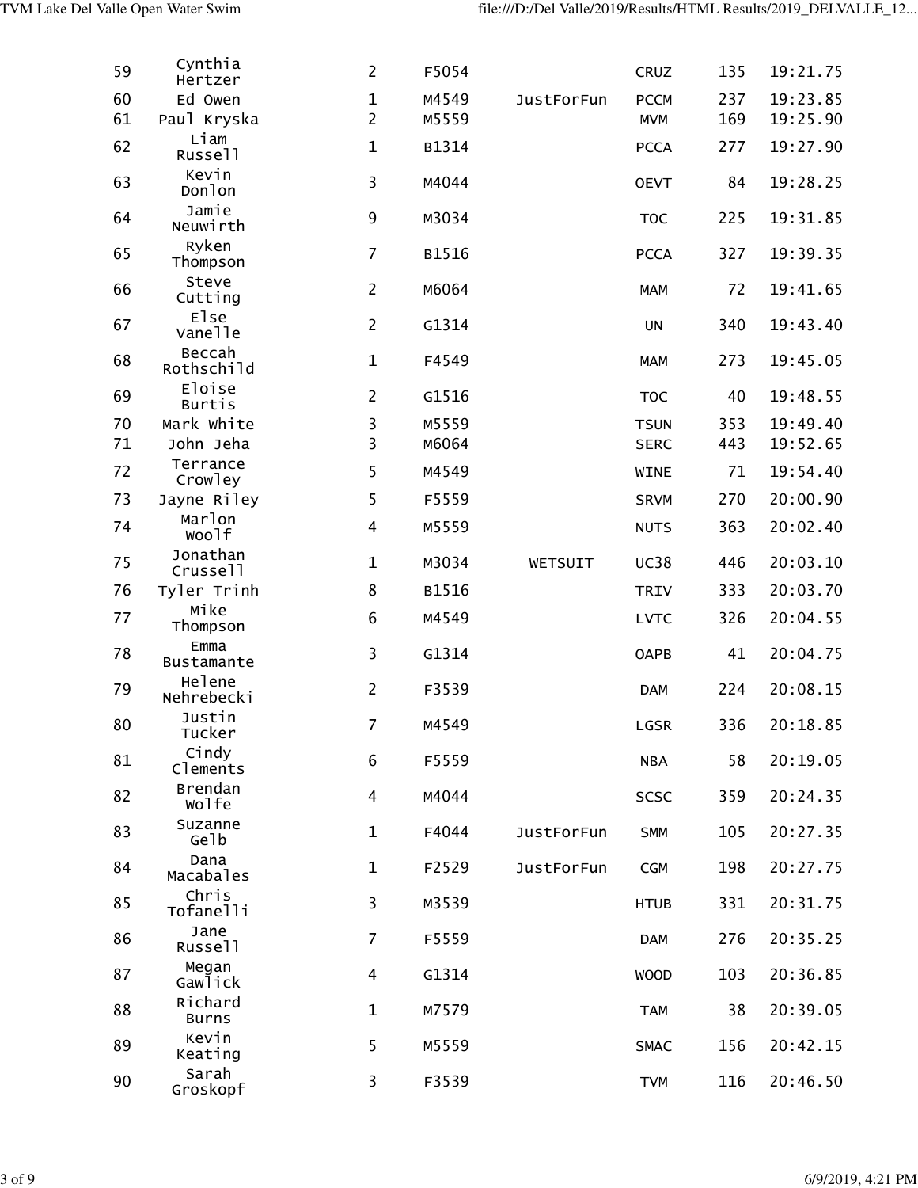| 59 | Cynthia Hertzer | 2 | F5054 | | CRUZ | 135 | 19:21.75 |
|---|---|---|---|---|---|---|---|
| 60 | Ed Owen | 1 | M4549 | JustForFun | PCCM | 237 | 19:23.85 |
| 61 | Paul Kryska | 2 | M5559 | | MVM | 169 | 19:25.90 |
| 62 | Liam Russell | 1 | B1314 | | PCCA | 277 | 19:27.90 |
| 63 | Kevin Donlon | 3 | M4044 | | OEVT | 84 | 19:28.25 |
| 64 | Jamie Neuwirth | 9 | M3034 | | TOC | 225 | 19:31.85 |
| 65 | Ryken Thompson | 7 | B1516 | | PCCA | 327 | 19:39.35 |
| 66 | Steve Cutting | 2 | M6064 | | MAM | 72 | 19:41.65 |
| 67 | Else Vanelle | 2 | G1314 | | UN | 340 | 19:43.40 |
| 68 | Beccah Rothschild | 1 | F4549 | | MAM | 273 | 19:45.05 |
| 69 | Eloise Burtis | 2 | G1516 | | TOC | 40 | 19:48.55 |
| 70 | Mark White | 3 | M5559 | | TSUN | 353 | 19:49.40 |
| 71 | John Jeha | 3 | M6064 | | SERC | 443 | 19:52.65 |
| 72 | Terrance Crowley | 5 | M4549 | | WINE | 71 | 19:54.40 |
| 73 | Jayne Riley | 5 | F5559 | | SRVM | 270 | 20:00.90 |
| 74 | Marlon Woolf | 4 | M5559 | | NUTS | 363 | 20:02.40 |
| 75 | Jonathan Crussell | 1 | M3034 | WETSUIT | UC38 | 446 | 20:03.10 |
| 76 | Tyler Trinh | 8 | B1516 | | TRIV | 333 | 20:03.70 |
| 77 | Mike Thompson | 6 | M4549 | | LVTC | 326 | 20:04.55 |
| 78 | Emma Bustamante | 3 | G1314 | | OAPB | 41 | 20:04.75 |
| 79 | Helene Nehrebecki | 2 | F3539 | | DAM | 224 | 20:08.15 |
| 80 | Justin Tucker | 7 | M4549 | | LGSR | 336 | 20:18.85 |
| 81 | Cindy Clements | 6 | F5559 | | NBA | 58 | 20:19.05 |
| 82 | Brendan Wolfe | 4 | M4044 | | SCSC | 359 | 20:24.35 |
| 83 | Suzanne Gelb | 1 | F4044 | JustForFun | SMM | 105 | 20:27.35 |
| 84 | Dana Macabales | 1 | F2529 | JustForFun | CGM | 198 | 20:27.75 |
| 85 | Chris Tofanelli | 3 | M3539 | | HTUB | 331 | 20:31.75 |
| 86 | Jane Russell | 7 | F5559 | | DAM | 276 | 20:35.25 |
| 87 | Megan Gawlick | 4 | G1314 | | WOOD | 103 | 20:36.85 |
| 88 | Richard Burns | 1 | M7579 | | TAM | 38 | 20:39.05 |
| 89 | Kevin Keating | 5 | M5559 | | SMAC | 156 | 20:42.15 |
| 90 | Sarah Groskopf | 3 | F3539 | | TVM | 116 | 20:46.50 |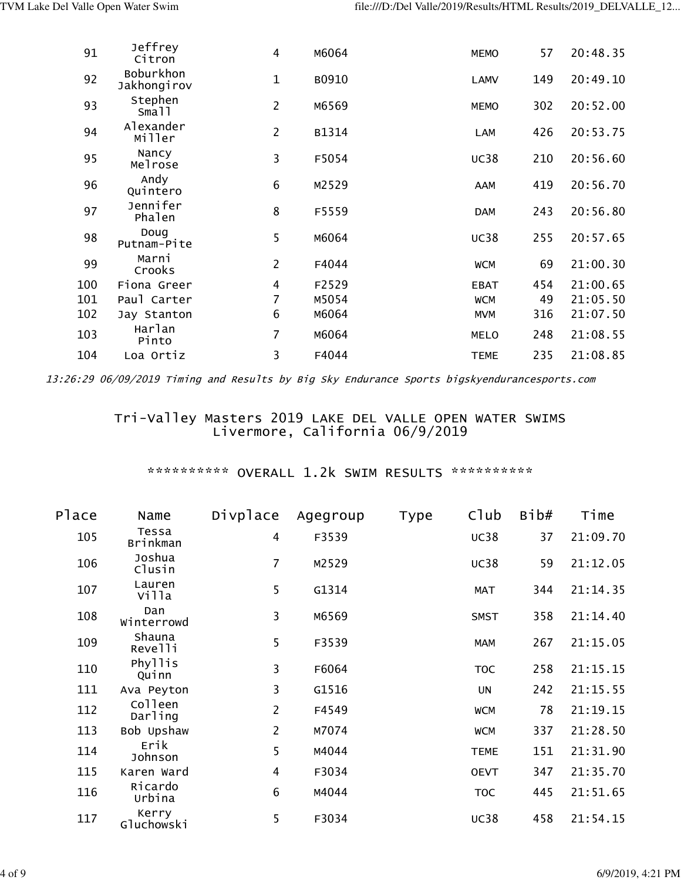| Place | Name | Divplace | Agegroup | Type | Club | Bib# | Time |
|---|---|---|---|---|---|---|---|
| 91 | Jeffrey Citron | 4 | M6064 | | MEMO | 57 | 20:48.35 |
| 92 | Boburkhon Jakhongirov | 1 | B0910 | | LAMV | 149 | 20:49.10 |
| 93 | Stephen Small | 2 | M6569 | | MEMO | 302 | 20:52.00 |
| 94 | Alexander Miller | 2 | B1314 | | LAM | 426 | 20:53.75 |
| 95 | Nancy Melrose | 3 | F5054 | | UC38 | 210 | 20:56.60 |
| 96 | Andy Quintero | 6 | M2529 | | AAM | 419 | 20:56.70 |
| 97 | Jennifer Phalen | 8 | F5559 | | DAM | 243 | 20:56.80 |
| 98 | Doug Putnam-Pite | 5 | M6064 | | UC38 | 255 | 20:57.65 |
| 99 | Marni Crooks | 2 | F4044 | | WCM | 69 | 21:00.30 |
| 100 | Fiona Greer | 4 | F2529 | | EBAT | 454 | 21:00.65 |
| 101 | Paul Carter | 7 | M5054 | | WCM | 49 | 21:05.50 |
| 102 | Jay Stanton | 6 | M6064 | | MVM | 316 | 21:07.50 |
| 103 | Harlan Pinto | 7 | M6064 | | MELO | 248 | 21:08.55 |
| 104 | Loa Ortiz | 3 | F4044 | | TEME | 235 | 21:08.85 |

*13:26:29 06/09/2019 Timing and Results by Big Sky Endurance Sports bigskyendurancesports.com*

Tri-Valley Masters 2019 LAKE DEL VALLE OPEN WATER SWIMS
Livermore, California 06/9/2019

********** OVERALL 1.2k SWIM RESULTS **********

| Place | Name | Divplace | Agegroup | Type | Club | Bib# | Time |
|---|---|---|---|---|---|---|---|
| 105 | Tessa Brinkman | 4 | F3539 | | UC38 | 37 | 21:09.70 |
| 106 | Joshua Clusin | 7 | M2529 | | UC38 | 59 | 21:12.05 |
| 107 | Lauren Villa | 5 | G1314 | | MAT | 344 | 21:14.35 |
| 108 | Dan Winterrowd | 3 | M6569 | | SMST | 358 | 21:14.40 |
| 109 | Shauna Revelli | 5 | F3539 | | MAM | 267 | 21:15.05 |
| 110 | Phyllis Quinn | 3 | F6064 | | TOC | 258 | 21:15.15 |
| 111 | Ava Peyton | 3 | G1516 | | UN | 242 | 21:15.55 |
| 112 | Colleen Darling | 2 | F4549 | | WCM | 78 | 21:19.15 |
| 113 | Bob Upshaw | 2 | M7074 | | WCM | 337 | 21:28.50 |
| 114 | Erik Johnson | 5 | M4044 | | TEME | 151 | 21:31.90 |
| 115 | Karen Ward | 4 | F3034 | | OEVT | 347 | 21:35.70 |
| 116 | Ricardo Urbina | 6 | M4044 | | TOC | 445 | 21:51.65 |
| 117 | Kerry Gluchowski | 5 | F3034 | | UC38 | 458 | 21:54.15 |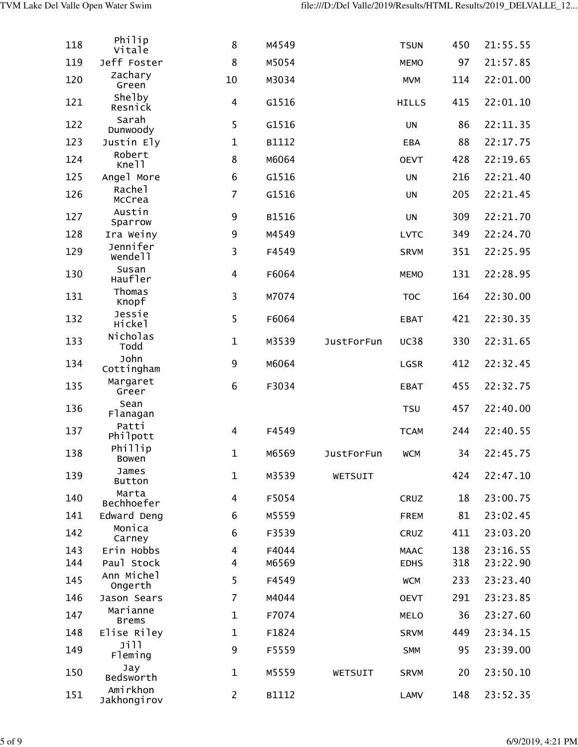| | | | | | | | |
|---|---|---|---|---|---|---|---|
| 118 | Philip Vitale | 8 | M4549 | | TSUN | 450 | 21:55.55 |
| 119 | Jeff Foster | 8 | M5054 | | MEMO | 97 | 21:57.85 |
| 120 | Zachary Green | 10 | M3034 | | MVM | 114 | 22:01.00 |
| 121 | Shelby Resnick | 4 | G1516 | | HILLS | 415 | 22:01.10 |
| 122 | Sarah Dunwoody | 5 | G1516 | | UN | 86 | 22:11.35 |
| 123 | Justin Ely | 1 | B1112 | | EBA | 88 | 22:17.75 |
| 124 | Robert Knell | 8 | M6064 | | OEVT | 428 | 22:19.65 |
| 125 | Angel More | 6 | G1516 | | UN | 216 | 22:21.40 |
| 126 | Rachel McCrea | 7 | G1516 | | UN | 205 | 22:21.45 |
| 127 | Austin Sparrow | 9 | B1516 | | UN | 309 | 22:21.70 |
| 128 | Ira Weiny | 9 | M4549 | | LVTC | 349 | 22:24.70 |
| 129 | Jennifer Wendell | 3 | F4549 | | SRVM | 351 | 22:25.95 |
| 130 | Susan Haufler | 4 | F6064 | | MEMO | 131 | 22:28.95 |
| 131 | Thomas Knopf | 3 | M7074 | | TOC | 164 | 22:30.00 |
| 132 | Jessie Hickel | 5 | F6064 | | EBAT | 421 | 22:30.35 |
| 133 | Nicholas Todd | 1 | M3539 | JustForFun | UC38 | 330 | 22:31.65 |
| 134 | John Cottingham | 9 | M6064 | | LGSR | 412 | 22:32.45 |
| 135 | Margaret Greer | 6 | F3034 | | EBAT | 455 | 22:32.75 |
| 136 | Sean Flanagan | | | | TSU | 457 | 22:40.00 |
| 137 | Patti Philpott | 4 | F4549 | | TCAM | 244 | 22:40.55 |
| 138 | Phillip Bowen | 1 | M6569 | JustForFun | WCM | 34 | 22:45.75 |
| 139 | James Button | 1 | M3539 | WETSUIT | | 424 | 22:47.10 |
| 140 | Marta Bechhoefer | 4 | F5054 | | CRUZ | 18 | 23:00.75 |
| 141 | Edward Deng | 6 | M5559 | | FREM | 81 | 23:02.45 |
| 142 | Monica Carney | 6 | F3539 | | CRUZ | 411 | 23:03.20 |
| 143 | Erin Hobbs | 4 | F4044 | | MAAC | 138 | 23:16.55 |
| 144 | Paul Stock | 4 | M6569 | | EDHS | 318 | 23:22.90 |
| 145 | Ann Michel Ongerth | 5 | F4549 | | WCM | 233 | 23:23.40 |
| 146 | Jason Sears | 7 | M4044 | | OEVT | 291 | 23:23.85 |
| 147 | Marianne Brems | 1 | F7074 | | MELO | 36 | 23:27.60 |
| 148 | Elise Riley | 1 | F1824 | | SRVM | 449 | 23:34.15 |
| 149 | Jill Fleming | 9 | F5559 | | SMM | 95 | 23:39.00 |
| 150 | Jay Bedsworth | 1 | M5559 | WETSUIT | SRVM | 20 | 23:50.10 |
| 151 | Amirkhon Jakhongirov | 2 | B1112 | | LAMV | 148 | 23:52.35 |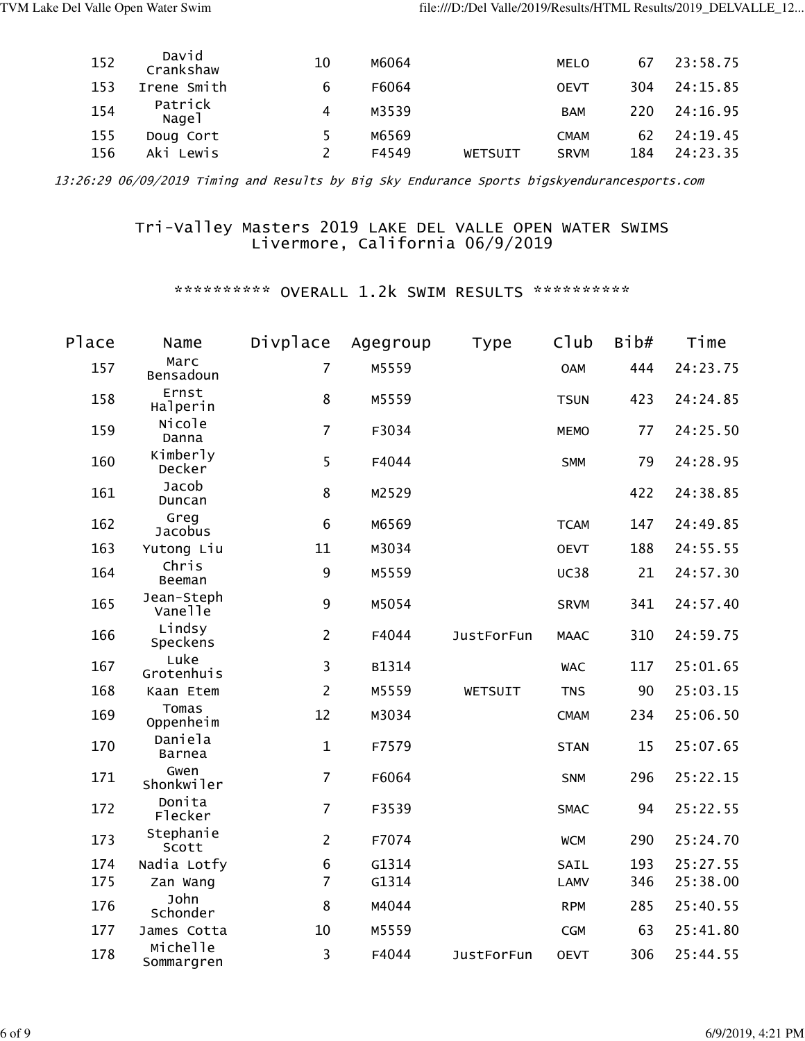| 152 | David Crankshaw | 10 | M6064 | | MELO | 67 | 23:58.75 |
|---|---|---|---|---|---|---|---|
| 153 | Irene Smith | 6 | F6064 | | OEVT | 304 | 24:15.85 |
| 154 | Patrick Nagel | 4 | M3539 | | BAM | 220 | 24:16.95 |
| 155 | Doug Cort | 5 | M6569 | | CMAM | 62 | 24:19.45 |
| 156 | Aki Lewis | 2 | F4549 | WETSUIT | SRVM | 184 | 24:23.35 |

*13:26:29 06/09/2019 Timing and Results by Big Sky Endurance Sports bigskyendurancesports.com*

## Tri-Valley Masters 2019 LAKE DEL VALLE OPEN WATER SWIMS
## Livermore, California 06/9/2019

### ********** OVERALL 1.2k SWIM RESULTS **********

| Place | Name | Divplace | Agegroup | Type | Club | Bib# | Time |
|---|---|---|---|---|---|---|---|
| 157 | Marc Bensadoun | 7 | M5559 | | OAM | 444 | 24:23.75 |
| 158 | Ernst Halperin | 8 | M5559 | | TSUN | 423 | 24:24.85 |
| 159 | Nicole Danna | 7 | F3034 | | MEMO | 77 | 24:25.50 |
| 160 | Kimberly Decker | 5 | F4044 | | SMM | 79 | 24:28.95 |
| 161 | Jacob Duncan | 8 | M2529 | | | 422 | 24:38.85 |
| 162 | Greg Jacobus | 6 | M6569 | | TCAM | 147 | 24:49.85 |
| 163 | Yutong Liu | 11 | M3034 | | OEVT | 188 | 24:55.55 |
| 164 | Chris Beeman | 9 | M5559 | | UC38 | 21 | 24:57.30 |
| 165 | Jean-Steph Vanelle | 9 | M5054 | | SRVM | 341 | 24:57.40 |
| 166 | Lindsy Speckens | 2 | F4044 | JustForFun | MAAC | 310 | 24:59.75 |
| 167 | Luke Grotenhuis | 3 | B1314 | | WAC | 117 | 25:01.65 |
| 168 | Kaan Etem | 2 | M5559 | WETSUIT | TNS | 90 | 25:03.15 |
| 169 | Tomas Oppenheim | 12 | M3034 | | CMAM | 234 | 25:06.50 |
| 170 | Daniela Barnea | 1 | F7579 | | STAN | 15 | 25:07.65 |
| 171 | Gwen Shonkwiler | 7 | F6064 | | SNM | 296 | 25:22.15 |
| 172 | Donita Flecker | 7 | F3539 | | SMAC | 94 | 25:22.55 |
| 173 | Stephanie Scott | 2 | F7074 | | WCM | 290 | 25:24.70 |
| 174 | Nadia Lotfy | 6 | G1314 | | SAIL | 193 | 25:27.55 |
| 175 | Zan Wang | 7 | G1314 | | LAMV | 346 | 25:38.00 |
| 176 | John Schonder | 8 | M4044 | | RPM | 285 | 25:40.55 |
| 177 | James Cotta | 10 | M5559 | | CGM | 63 | 25:41.80 |
| 178 | Michelle Sommargren | 3 | F4044 | JustForFun | OEVT | 306 | 25:44.55 |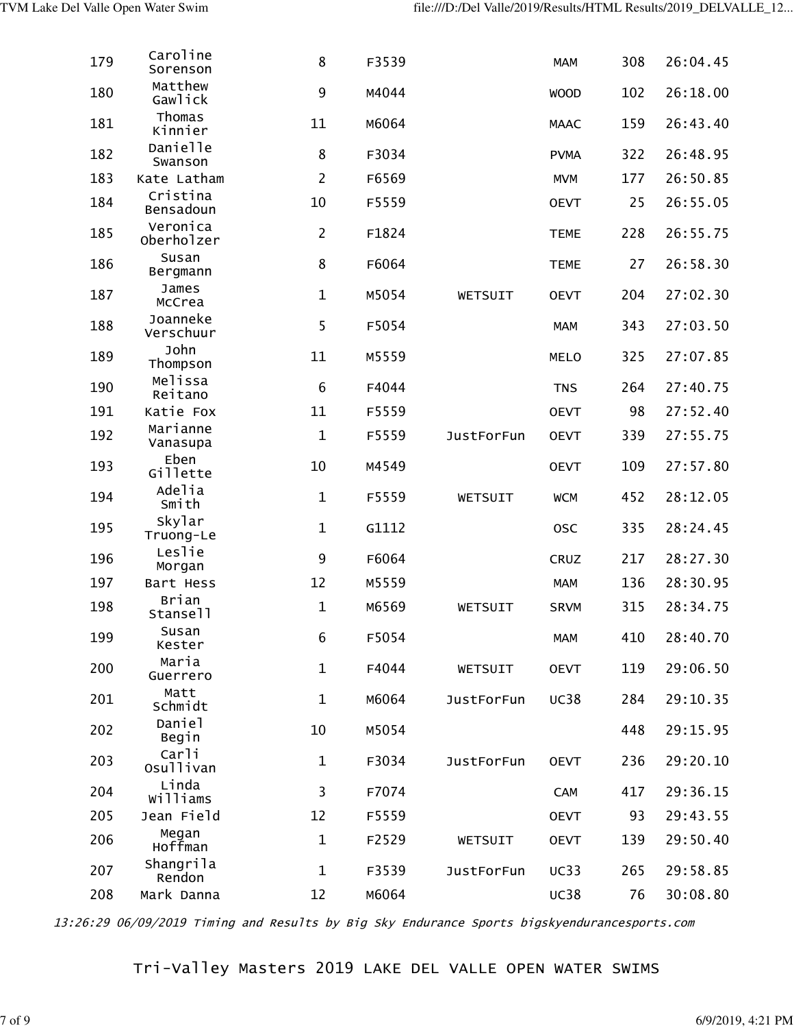| | | | | | | | |
|---|---|---|---|---|---|---|---|
| 179 | Caroline Sorenson | 8 | F3539 | | MAM | 308 | 26:04.45 |
| 180 | Matthew Gawlick | 9 | M4044 | | WOOD | 102 | 26:18.00 |
| 181 | Thomas Kinnier | 11 | M6064 | | MAAC | 159 | 26:43.40 |
| 182 | Danielle Swanson | 8 | F3034 | | PVMA | 322 | 26:48.95 |
| 183 | Kate Latham | 2 | F6569 | | MVM | 177 | 26:50.85 |
| 184 | Cristina Bensadoun | 10 | F5559 | | OEVT | 25 | 26:55.05 |
| 185 | Veronica Oberholzer | 2 | F1824 | | TEME | 228 | 26:55.75 |
| 186 | Susan Bergmann | 8 | F6064 | | TEME | 27 | 26:58.30 |
| 187 | James McCrea | 1 | M5054 | WETSUIT | OEVT | 204 | 27:02.30 |
| 188 | Joanneke Verschuur | 5 | F5054 | | MAM | 343 | 27:03.50 |
| 189 | John Thompson | 11 | M5559 | | MELO | 325 | 27:07.85 |
| 190 | Melissa Reitano | 6 | F4044 | | TNS | 264 | 27:40.75 |
| 191 | Katie Fox | 11 | F5559 | | OEVT | 98 | 27:52.40 |
| 192 | Marianne Vanasupa | 1 | F5559 | JustForFun | OEVT | 339 | 27:55.75 |
| 193 | Eben Gillette | 10 | M4549 | | OEVT | 109 | 27:57.80 |
| 194 | Adelia Smith | 1 | F5559 | WETSUIT | WCM | 452 | 28:12.05 |
| 195 | Skylar Truong-Le | 1 | G1112 | | OSC | 335 | 28:24.45 |
| 196 | Leslie Morgan | 9 | F6064 | | CRUZ | 217 | 28:27.30 |
| 197 | Bart Hess | 12 | M5559 | | MAM | 136 | 28:30.95 |
| 198 | Brian Stansell | 1 | M6569 | WETSUIT | SRVM | 315 | 28:34.75 |
| 199 | Susan Kester | 6 | F5054 | | MAM | 410 | 28:40.70 |
| 200 | Maria Guerrero | 1 | F4044 | WETSUIT | OEVT | 119 | 29:06.50 |
| 201 | Matt Schmidt | 1 | M6064 | JustForFun | UC38 | 284 | 29:10.35 |
| 202 | Daniel Begin | 10 | M5054 | | | 448 | 29:15.95 |
| 203 | Carli Osullivan | 1 | F3034 | JustForFun | OEVT | 236 | 29:20.10 |
| 204 | Linda Williams | 3 | F7074 | | CAM | 417 | 29:36.15 |
| 205 | Jean Field | 12 | F5559 | | OEVT | 93 | 29:43.55 |
| 206 | Megan Hoffman | 1 | F2529 | WETSUIT | OEVT | 139 | 29:50.40 |
| 207 | Shangrila Rendon | 1 | F3539 | JustForFun | UC33 | 265 | 29:58.85 |
| 208 | Mark Danna | 12 | M6064 | | UC38 | 76 | 30:08.80 |

*13:26:29 06/09/2019 Timing and Results by Big Sky Endurance Sports bigskyendurancesports.com*

Tri-Valley Masters 2019 LAKE DEL VALLE OPEN WATER SWIMS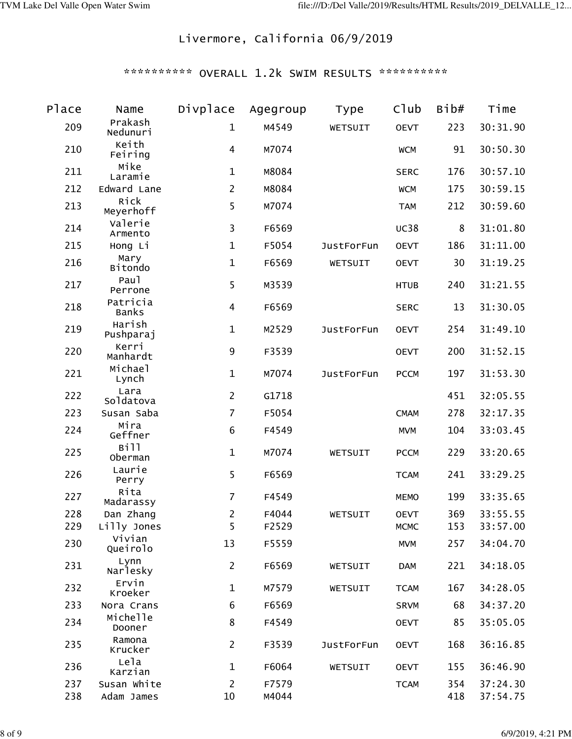Livermore, California 06/9/2019

********** OVERALL 1.2k SWIM RESULTS **********

| Place | Name | Divplace | Agegroup | Type | Club | Bib# | Time |
|---|---|---|---|---|---|---|---|
| 209 | Prakash Nedunuri | 1 | M4549 | WETSUIT | OEVT | 223 | 30:31.90 |
| 210 | Keith Feiring | 4 | M7074 | | WCM | 91 | 30:50.30 |
| 211 | Mike Laramie | 1 | M8084 | | SERC | 176 | 30:57.10 |
| 212 | Edward Lane | 2 | M8084 | | WCM | 175 | 30:59.15 |
| 213 | Rick Meyerhoff | 5 | M7074 | | TAM | 212 | 30:59.60 |
| 214 | Valerie Armento | 3 | F6569 | | UC38 | 8 | 31:01.80 |
| 215 | Hong Li | 1 | F5054 | JustForFun | OEVT | 186 | 31:11.00 |
| 216 | Mary Bitondo | 1 | F6569 | WETSUIT | OEVT | 30 | 31:19.25 |
| 217 | Paul Perrone | 5 | M3539 | | HTUB | 240 | 31:21.55 |
| 218 | Patricia Banks | 4 | F6569 | | SERC | 13 | 31:30.05 |
| 219 | Harish Pushparaj | 1 | M2529 | JustForFun | OEVT | 254 | 31:49.10 |
| 220 | Kerri Manhardt | 9 | F3539 | | OEVT | 200 | 31:52.15 |
| 221 | Michael Lynch | 1 | M7074 | JustForFun | PCCM | 197 | 31:53.30 |
| 222 | Lara Soldatova | 2 | G1718 | | | 451 | 32:05.55 |
| 223 | Susan Saba | 7 | F5054 | | CMAM | 278 | 32:17.35 |
| 224 | Mira Geffner | 6 | F4549 | | MVM | 104 | 33:03.45 |
| 225 | Bill Oberman | 1 | M7074 | WETSUIT | PCCM | 229 | 33:20.65 |
| 226 | Laurie Perry | 5 | F6569 | | TCAM | 241 | 33:29.25 |
| 227 | Rita Madarassy | 7 | F4549 | | MEMO | 199 | 33:35.65 |
| 228 | Dan Zhang | 2 | F4044 | WETSUIT | OEVT | 369 | 33:55.55 |
| 229 | Lilly Jones | 5 | F2529 | | MCMC | 153 | 33:57.00 |
| 230 | Vivian Queirolo | 13 | F5559 | | MVM | 257 | 34:04.70 |
| 231 | Lynn Narlesky | 2 | F6569 | WETSUIT | DAM | 221 | 34:18.05 |
| 232 | Ervin Kroeker | 1 | M7579 | WETSUIT | TCAM | 167 | 34:28.05 |
| 233 | Nora Crans | 6 | F6569 | | SRVM | 68 | 34:37.20 |
| 234 | Michelle Dooner | 8 | F4549 | | OEVT | 85 | 35:05.05 |
| 235 | Ramona Krucker | 2 | F3539 | JustForFun | OEVT | 168 | 36:16.85 |
| 236 | Lela Karzian | 1 | F6064 | WETSUIT | OEVT | 155 | 36:46.90 |
| 237 | Susan White | 2 | F7579 | | TCAM | 354 | 37:24.30 |
| 238 | Adam James | 10 | M4044 | | | 418 | 37:54.75 |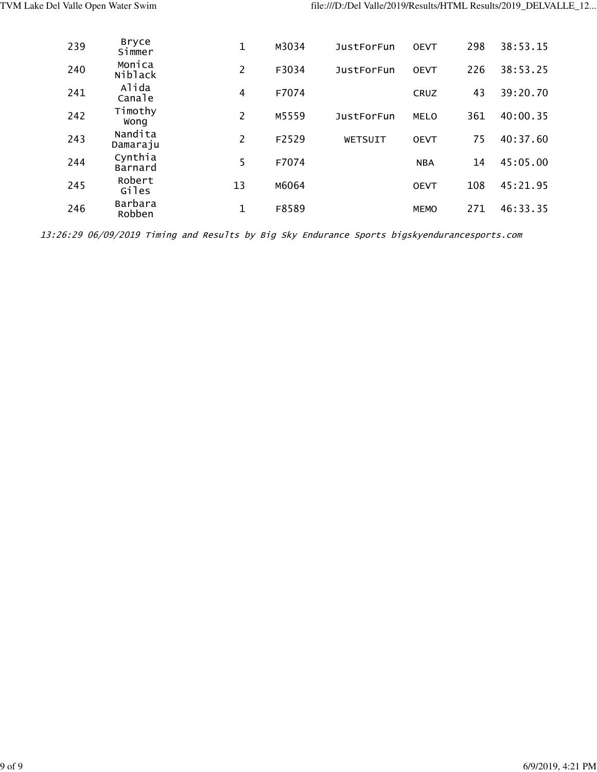| | | | | | | | |
|---|---|---|---|---|---|---|---|
| 239 | Bryce Simmer | 1 | M3034 | JustForFun | OEVT | 298 | 38:53.15 |
| 240 | Monica Niblack | 2 | F3034 | JustForFun | OEVT | 226 | 38:53.25 |
| 241 | Alida Canale | 4 | F7074 | | CRUZ | 43 | 39:20.70 |
| 242 | Timothy Wong | 2 | M5559 | JustForFun | MELO | 361 | 40:00.35 |
| 243 | Nandita Damaraju | 2 | F2529 | WETSUIT | OEVT | 75 | 40:37.60 |
| 244 | Cynthia Barnard | 5 | F7074 | | NBA | 14 | 45:05.00 |
| 245 | Robert Giles | 13 | M6064 | | OEVT | 108 | 45:21.95 |
| 246 | Barbara Robben | 1 | F8589 | | MEMO | 271 | 46:33.35 |

*13:26:29 06/09/2019 Timing and Results by Big Sky Endurance Sports bigskyendurancesports.com*